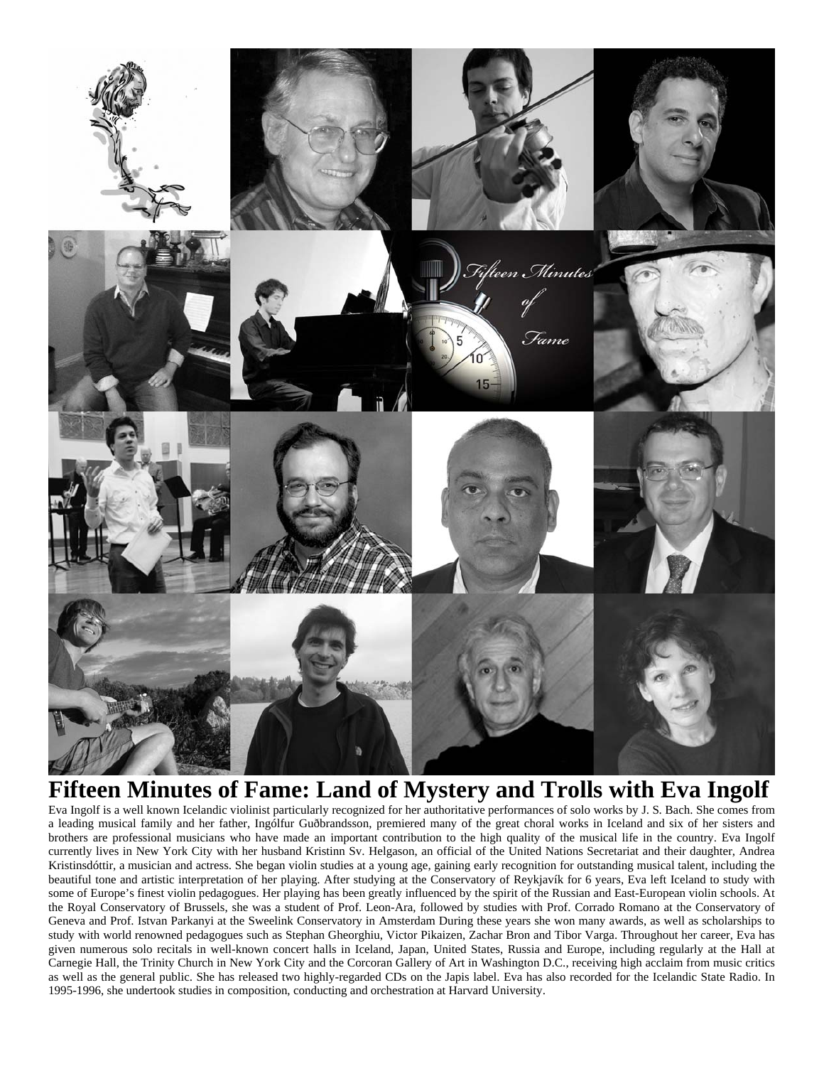# Fifteen Minutes of Fame: Land of Mystery and Trolls with Eva Ingolf

Eva Ingolf is a well known Icelandic violinist particularly recognized for her authoritative performances of solo works by J. S. Bach. She comes from a leading musical family and her father, Ingólfur Guðbrandsson, premiered many of the great choral works in Iceland and six of her sisters and brothers are professional musicians who have made an important contribution to the high quality of the musical life in the country. Eva Ingolf currently lives in New York City with her husband Kristinn Sv. Helgason, an official of the United Nations Secretariat and their daughter, Andrea Kristinsdóttir, a musician and actress. She began violin studies at a young age, gaining early recognition for outstanding musical talent, including the beautiful tone and artistic interpretation of her playing. After studying at the Conservatory of Reykjavík for 6 years, Eva left Iceland to study with some of Europe's finest violin pedagogues. Her playing has been greatly influenced by the spirit of the Russian and East-European violin schools. At the Royal Conservatory of Brussels, she was a student of Prof. Leon-Ara, followed by studies with Prof. Corrado Romano at the Conservatory of Geneva and Prof. Istvan Parkanyi at the Sweelink Conservatory in Amsterdam During these years she won many awards, as well as scholarships to study with world renowned pedagogues such as Stephan Gheorghiu, Victor Pikaizen, Zachar Bron and Tibor Varga. Throughout her career, Eva has given numerous solo recitals in well-known concert halls in Iceland, Japan, United States, Russia and Europe, including regularly at the Hall at Carnegie Hall, the Trinity Church in New York City and the Corcoran Gallery of Art in Washington D.C., receiving high acclaim from music critics as well as the general public. She has released two highly-regarded CDs on the Japis label. Eva has also recorded for the Icelandic State Radio. In 1995-1996, she undertook studies in composition, conducting and orchestration at Harvard University.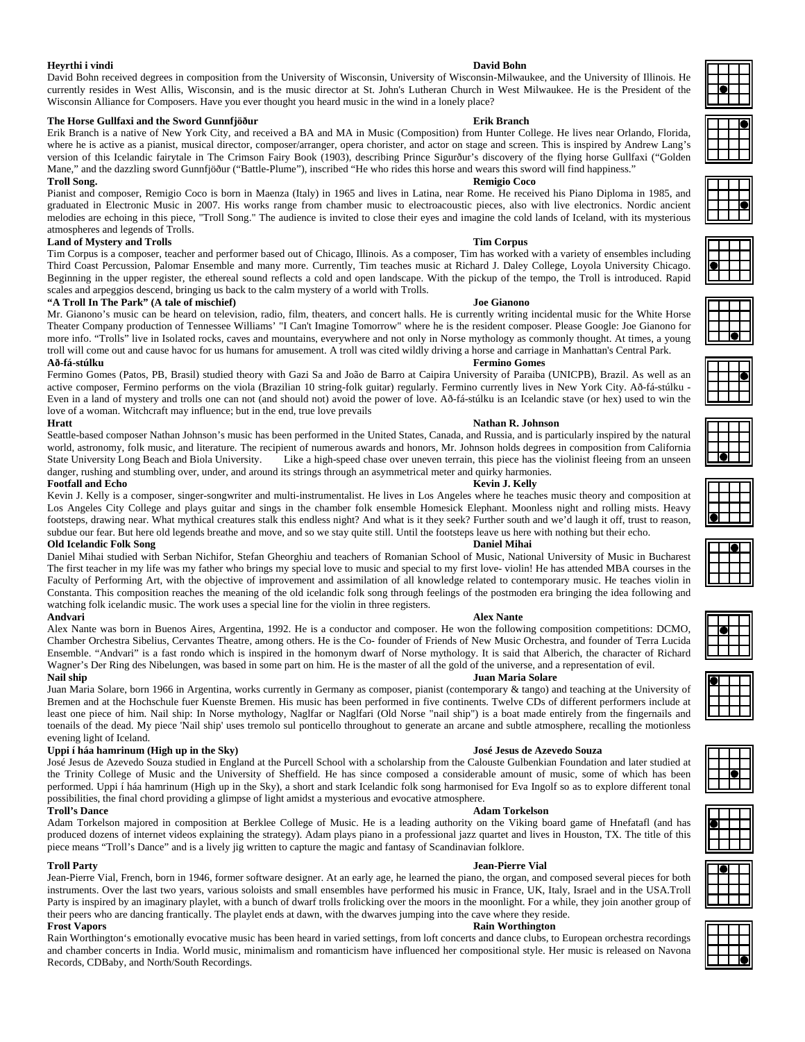**Heyrthi i vindi** **David Bohn**

David Bohn received degrees in composition from the University of Wisconsin, University of Wisconsin-Milwaukee, and the University of Illinois. He currently resides in West Allis, Wisconsin, and is the music director at St. John's Lutheran Church in West Milwaukee. He is the President of the Wisconsin Alliance for Composers. Have you ever thought you heard music in the wind in a lonely place?

**The Horse Gullfaxi and the Sword Gunnfjöður** **Erik Branch**

Erik Branch is a native of New York City, and received a BA and MA in Music (Composition) from Hunter College. He lives near Orlando, Florida, where he is active as a pianist, musical director, composer/arranger, opera chorister, and actor on stage and screen. This is inspired by Andrew Lang's version of this Icelandic fairytale in The Crimson Fairy Book (1903), describing Prince Sigurður's discovery of the flying horse Gullfaxi ("Golden Mane," and the dazzling sword Gunnfjöður ("Battle-Plume"), inscribed "He who rides this horse and wears this sword will find happiness."

**Troll Song.** **Remigio Coco**

Pianist and composer, Remigio Coco is born in Maenza (Italy) in 1965 and lives in Latina, near Rome. He received his Piano Diploma in 1985, and graduated in Electronic Music in 2007. His works range from chamber music to electroacoustic pieces, also with live electronics. Nordic ancient melodies are echoing in this piece, "Troll Song." The audience is invited to close their eyes and imagine the cold lands of Iceland, with its mysterious atmospheres and legends of Trolls.

**Land of Mystery and Trolls** **Tim Corpus**

Tim Corpus is a composer, teacher and performer based out of Chicago, Illinois. As a composer, Tim has worked with a variety of ensembles including Third Coast Percussion, Palomar Ensemble and many more. Currently, Tim teaches music at Richard J. Daley College, Loyola University Chicago. Beginning in the upper register, the ethereal sound reflects a cold and open landscape. With the pickup of the tempo, the Troll is introduced. Rapid scales and arpeggios descend, bringing us back to the calm mystery of a world with Trolls.

**"A Troll In The Park" (A tale of mischief)** **Joe Gianono**

Mr. Gianono's music can be heard on television, radio, film, theaters, and concert halls. He is currently writing incidental music for the White Horse Theater Company production of Tennessee Williams' "I Can't Imagine Tomorrow" where he is the resident composer. Please Google: Joe Gianono for more info. "Trolls" live in Isolated rocks, caves and mountains, everywhere and not only in Norse mythology as commonly thought. At times, a young troll will come out and cause havoc for us humans for amusement. A troll was cited wildly driving a horse and carriage in Manhattan's Central Park.

**Að-fá-stúlku** **Fermino Gomes**

Fermino Gomes (Patos, PB, Brasil) studied theory with Gazi Sa and João de Barro at Caipira University of Paraiba (UNICPB), Brazil. As well as an active composer, Fermino performs on the viola (Brazilian 10 string-folk guitar) regularly. Fermino currently lives in New York City. Að-fá-stúlku - Even in a land of mystery and trolls one can not (and should not) avoid the power of love. Að-fá-stúlku is an Icelandic stave (or hex) used to win the love of a woman. Witchcraft may influence; but in the end, true love prevails

**Hratt** **Nathan R. Johnson**

Seattle-based composer Nathan Johnson's music has been performed in the United States, Canada, and Russia, and is particularly inspired by the natural world, astronomy, folk music, and literature. The recipient of numerous awards and honors, Mr. Johnson holds degrees in composition from California State University Long Beach and Biola University. Like a high-speed chase over uneven terrain, this piece has the violinist fleeing from an unseen danger, rushing and stumbling over, under, and around its strings through an asymmetrical meter and quirky harmonies.

**Footfall and Echo** **Kevin J. Kelly**

Kevin J. Kelly is a composer, singer-songwriter and multi-instrumentalist. He lives in Los Angeles where he teaches music theory and composition at Los Angeles City College and plays guitar and sings in the chamber folk ensemble Homesick Elephant. Moonless night and rolling mists. Heavy footsteps, drawing near. What mythical creatures stalk this endless night? And what is it they seek? Further south and we'd laugh it off, trust to reason, subdue our fear. But here old legends breathe and move, and so we stay quite still. Until the footsteps leave us here with nothing but their echo.

**Old Icelandic Folk Song** **Daniel Mihai**

Daniel Mihai studied with Serban Nichifor, Stefan Gheorghiu and teachers of Romanian School of Music, National University of Music in Bucharest The first teacher in my life was my father who brings my special love to music and special to my first love- violin! He has attended MBA courses in the Faculty of Performing Art, with the objective of improvement and assimilation of all knowledge related to contemporary music. He teaches violin in Constanta. This composition reaches the meaning of the old icelandic folk song through feelings of the postmoden era bringing the idea following and watching folk icelandic music. The work uses a special line for the violin in three registers.

**Andvari** **Alex Nante**

Alex Nante was born in Buenos Aires, Argentina, 1992. He is a conductor and composer. He won the following composition competitions: DCMO, Chamber Orchestra Sibelius, Cervantes Theatre, among others. He is the Co- founder of Friends of New Music Orchestra, and founder of Terra Lucida Ensemble. "Andvari" is a fast rondo which is inspired in the homonym dwarf of Norse mythology. It is said that Alberich, the character of Richard Wagner's Der Ring des Nibelungen, was based in some part on him. He is the master of all the gold of the universe, and a representation of evil.

**Nail ship** **Juan Maria Solare**

Juan Maria Solare, born 1966 in Argentina, works currently in Germany as composer, pianist (contemporary & tango) and teaching at the University of Bremen and at the Hochschule fuer Kuenste Bremen. His music has been performed in five continents. Twelve CDs of different performers include at least one piece of him. Nail ship: In Norse mythology, Naglfar or Naglfari (Old Norse "nail ship") is a boat made entirely from the fingernails and toenails of the dead. My piece 'Nail ship' uses tremolo sul ponticello throughout to generate an arcane and subtle atmosphere, recalling the motionless evening light of Iceland.

**Uppi í háa hamrinum (High up in the Sky)** **José Jesus de Azevedo Souza**

José Jesus de Azevedo Souza studied in England at the Purcell School with a scholarship from the Calouste Gulbenkian Foundation and later studied at the Trinity College of Music and the University of Sheffield. He has since composed a considerable amount of music, some of which has been performed. Uppi í háa hamrinum (High up in the Sky), a short and stark Icelandic folk song harmonised for Eva Ingolf so as to explore different tonal possibilities, the final chord providing a glimpse of light amidst a mysterious and evocative atmosphere.

**Troll's Dance** **Adam Torkelson**

Adam Torkelson majored in composition at Berklee College of Music. He is a leading authority on the Viking board game of Hnefatafl (and has produced dozens of internet videos explaining the strategy). Adam plays piano in a professional jazz quartet and lives in Houston, TX. The title of this piece means "Troll's Dance" and is a lively jig written to capture the magic and fantasy of Scandinavian folklore.

**Troll Party** **Jean-Pierre Vial**

Jean-Pierre Vial, French, born in 1946, former software designer. At an early age, he learned the piano, the organ, and composed several pieces for both instruments. Over the last two years, various soloists and small ensembles have performed his music in France, UK, Italy, Israel and in the USA.Troll Party is inspired by an imaginary playlet, with a bunch of dwarf trolls frolicking over the moors in the moonlight. For a while, they join another group of their peers who are dancing frantically. The playlet ends at dawn, with the dwarves jumping into the cave where they reside.

**Frost Vapors** **Rain Worthington**

Rain Worthington's emotionally evocative music has been heard in varied settings, from loft concerts and dance clubs, to European orchestra recordings and chamber concerts in India. World music, minimalism and romanticism have influenced her compositional style. Her music is released on Navona Records, CDBaby, and North/South Recordings.